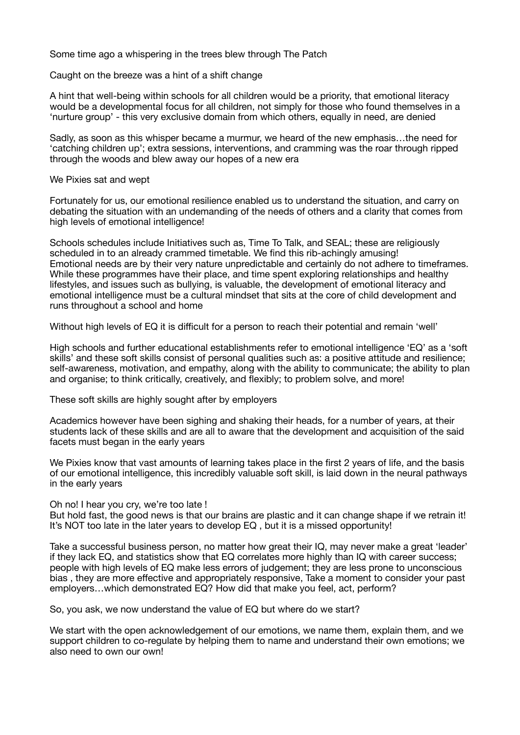Some time ago a whispering in the trees blew through The Patch

Caught on the breeze was a hint of a shift change

A hint that well-being within schools for all children would be a priority, that emotional literacy would be a developmental focus for all children, not simply for those who found themselves in a 'nurture group' - this very exclusive domain from which others, equally in need, are denied

Sadly, as soon as this whisper became a murmur, we heard of the new emphasis…the need for 'catching children up'; extra sessions, interventions, and cramming was the roar through ripped through the woods and blew away our hopes of a new era

We Pixies sat and wept

Fortunately for us, our emotional resilience enabled us to understand the situation, and carry on debating the situation with an undemanding of the needs of others and a clarity that comes from high levels of emotional intelligence!

Schools schedules include Initiatives such as, Time To Talk, and SEAL; these are religiously scheduled in to an already crammed timetable. We find this rib-achingly amusing!
Emotional needs are by their very nature unpredictable and certainly do not adhere to timeframes. While these programmes have their place, and time spent exploring relationships and healthy lifestyles, and issues such as bullying, is valuable, the development of emotional literacy and emotional intelligence must be a cultural mindset that sits at the core of child development and runs throughout a school and home

Without high levels of EQ it is difficult for a person to reach their potential and remain 'well'

High schools and further educational establishments refer to emotional intelligence 'EQ' as a 'soft skills' and these soft skills consist of personal qualities such as: a positive attitude and resilience; self-awareness, motivation, and empathy, along with the ability to communicate; the ability to plan and organise; to think critically, creatively, and flexibly; to problem solve, and more!

These soft skills are highly sought after by employers

Academics however have been sighing and shaking their heads, for a number of years, at their students lack of these skills and are all to aware that the development and acquisition of the said facets must began in the early years

We Pixies know that vast amounts of learning takes place in the first 2 years of life, and the basis of our emotional intelligence, this incredibly valuable soft skill, is laid down in the neural pathways in the early years

Oh no! I hear you cry, we're too late !
But hold fast, the good news is that our brains are plastic and it can change shape if we retrain it! It's NOT too late in the later years to develop EQ , but it is a missed opportunity!

Take a successful business person, no matter how great their IQ, may never make a great 'leader' if they lack EQ, and statistics show that EQ correlates more highly than IQ with career success; people with high levels of EQ make less errors of judgement; they are less prone to unconscious bias , they are more effective and appropriately responsive, Take a moment to consider your past employers…which demonstrated EQ? How did that make you feel, act, perform?

So, you ask, we now understand the value of EQ but where do we start?

We start with the open acknowledgement of our emotions, we name them, explain them, and we support children to co-regulate by helping them to name and understand their own emotions; we also need to own our own!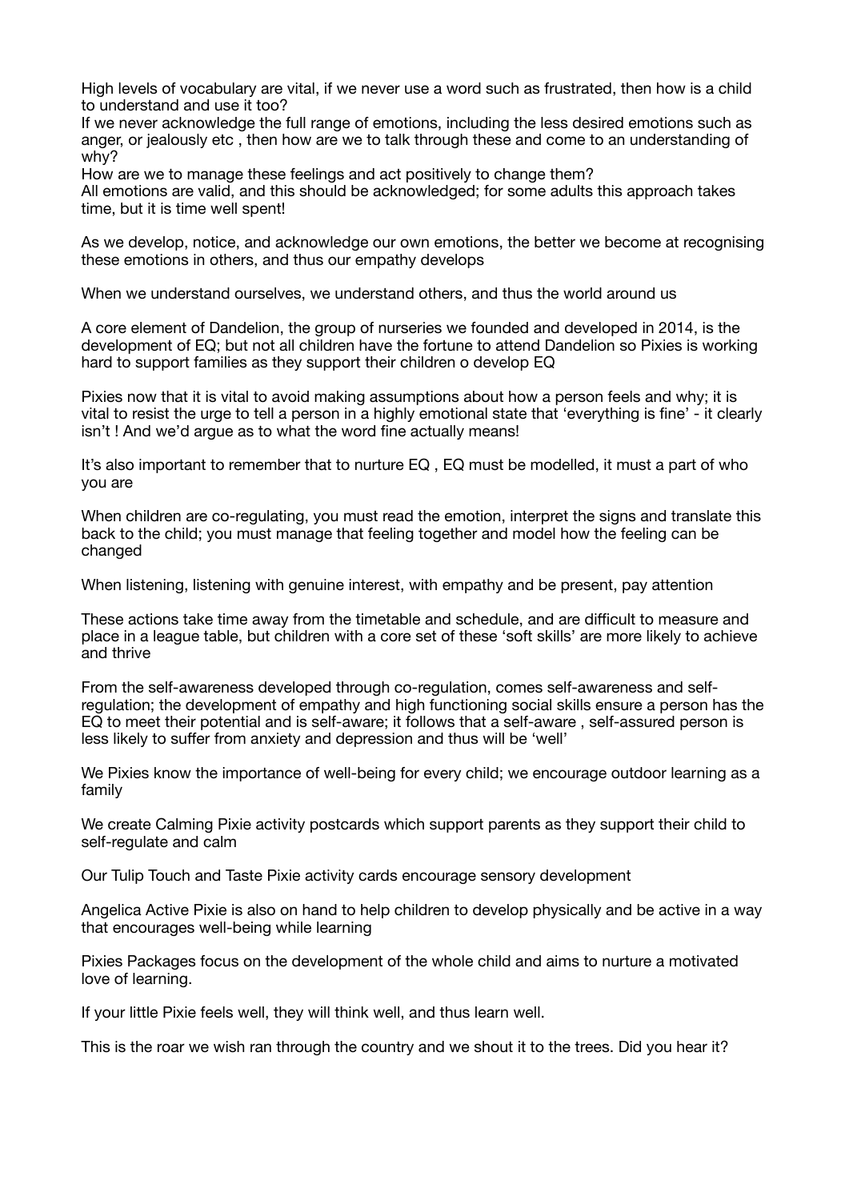High levels of vocabulary are vital, if we never use a word such as frustrated, then how is a child to understand and use it too?
If we never acknowledge the full range of emotions, including the less desired emotions such as anger, or jealously etc , then how are we to talk through these and come to an understanding of why?
How are we to manage these feelings and act positively to change them?
All emotions are valid, and this should be acknowledged; for some adults this approach takes time, but it is time well spent!

As we develop, notice, and acknowledge our own emotions, the better we become at recognising these emotions in others, and thus our empathy develops

When we understand ourselves, we understand others, and thus the world around us

A core element of Dandelion, the group of nurseries we founded and developed in 2014, is the development of EQ; but not all children have the fortune to attend Dandelion so Pixies is working hard to support families as they support their children o develop EQ

Pixies now that it is vital to avoid making assumptions about how a person feels and why; it is vital to resist the urge to tell a person in a highly emotional state that 'everything is fine' - it clearly isn't ! And we'd argue as to what the word fine actually means!

It's also important to remember that to nurture EQ , EQ must be modelled, it must a part of who you are

When children are co-regulating, you must read the emotion, interpret the signs and translate this back to the child; you must manage that feeling together and model how the feeling can be changed

When listening, listening with genuine interest, with empathy and be present, pay attention

These actions take time away from the timetable and schedule, and are difficult to measure and place in a league table, but children with a core set of these 'soft skills' are more likely to achieve and thrive

From the self-awareness developed through co-regulation, comes self-awareness and self-regulation; the development of empathy and high functioning social skills ensure a person has the EQ to meet their potential and is self-aware; it follows that a self-aware , self-assured person is less likely to suffer from anxiety and depression and thus will be 'well'

We Pixies know the importance of well-being for every child; we encourage outdoor learning as a family

We create Calming Pixie activity postcards which support parents as they support their child to self-regulate and calm

Our Tulip Touch and Taste Pixie activity cards encourage sensory development

Angelica Active Pixie is also on hand to help children to develop physically and be active in a way that encourages well-being while learning

Pixies Packages focus on the development of the whole child and aims to nurture a motivated love of learning.

If your little Pixie feels well, they will think well, and thus learn well.

This is the roar we wish ran through the country and we shout it to the trees. Did you hear it?